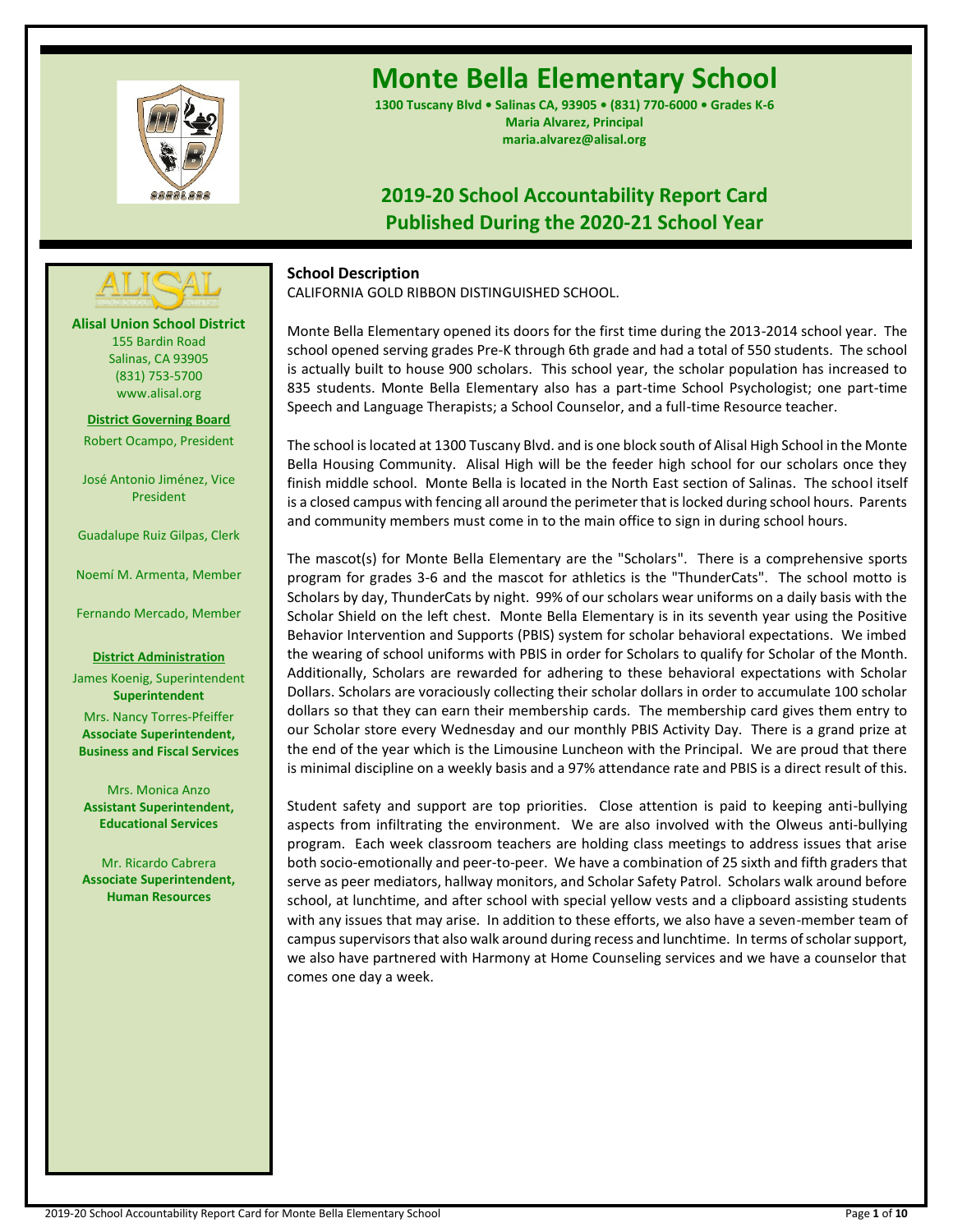# Monte Bella Elementary School

**1300 Tuscany Blvd • Salinas CA, 93905 • (831) 770-6000 • Grades K-6**
**Maria Alvarez, Principal**
**maria.alvarez@alisal.org**

## 2019-20 School Accountability Report Card
## Published During the 2020-21 School Year

**Alisal Union School District**
155 Bardin Road
Salinas, CA 93905
(831) 753-5700
www.alisal.org

**District Governing Board**

Robert Ocampo, President

José Antonio Jiménez, Vice President

Guadalupe Ruiz Gilpas, Clerk

Noemí M. Armenta, Member

Fernando Mercado, Member

**District Administration**

James Koenig, Superintendent
**Superintendent**

Mrs. Nancy Torres-Pfeiffer
**Associate Superintendent, Business and Fiscal Services**

Mrs. Monica Anzo
**Assistant Superintendent, Educational Services**

Mr. Ricardo Cabrera
**Associate Superintendent, Human Resources**

### School Description

CALIFORNIA GOLD RIBBON DISTINGUISHED SCHOOL.

Monte Bella Elementary opened its doors for the first time during the 2013-2014 school year. The school opened serving grades Pre-K through 6th grade and had a total of 550 students. The school is actually built to house 900 scholars. This school year, the scholar population has increased to 835 students. Monte Bella Elementary also has a part-time School Psychologist; one part-time Speech and Language Therapists; a School Counselor, and a full-time Resource teacher.

The school is located at 1300 Tuscany Blvd. and is one block south of Alisal High School in the Monte Bella Housing Community. Alisal High will be the feeder high school for our scholars once they finish middle school. Monte Bella is located in the North East section of Salinas. The school itself is a closed campus with fencing all around the perimeter that is locked during school hours. Parents and community members must come in to the main office to sign in during school hours.

The mascot(s) for Monte Bella Elementary are the "Scholars". There is a comprehensive sports program for grades 3-6 and the mascot for athletics is the "ThunderCats". The school motto is Scholars by day, ThunderCats by night. 99% of our scholars wear uniforms on a daily basis with the Scholar Shield on the left chest. Monte Bella Elementary is in its seventh year using the Positive Behavior Intervention and Supports (PBIS) system for scholar behavioral expectations. We imbed the wearing of school uniforms with PBIS in order for Scholars to qualify for Scholar of the Month. Additionally, Scholars are rewarded for adhering to these behavioral expectations with Scholar Dollars. Scholars are voraciously collecting their scholar dollars in order to accumulate 100 scholar dollars so that they can earn their membership cards. The membership card gives them entry to our Scholar store every Wednesday and our monthly PBIS Activity Day. There is a grand prize at the end of the year which is the Limousine Luncheon with the Principal. We are proud that there is minimal discipline on a weekly basis and a 97% attendance rate and PBIS is a direct result of this.

Student safety and support are top priorities. Close attention is paid to keeping anti-bullying aspects from infiltrating the environment. We are also involved with the Olweus anti-bullying program. Each week classroom teachers are holding class meetings to address issues that arise both socio-emotionally and peer-to-peer. We have a combination of 25 sixth and fifth graders that serve as peer mediators, hallway monitors, and Scholar Safety Patrol. Scholars walk around before school, at lunchtime, and after school with special yellow vests and a clipboard assisting students with any issues that may arise. In addition to these efforts, we also have a seven-member team of campus supervisors that also walk around during recess and lunchtime. In terms of scholar support, we also have partnered with Harmony at Home Counseling services and we have a counselor that comes one day a week.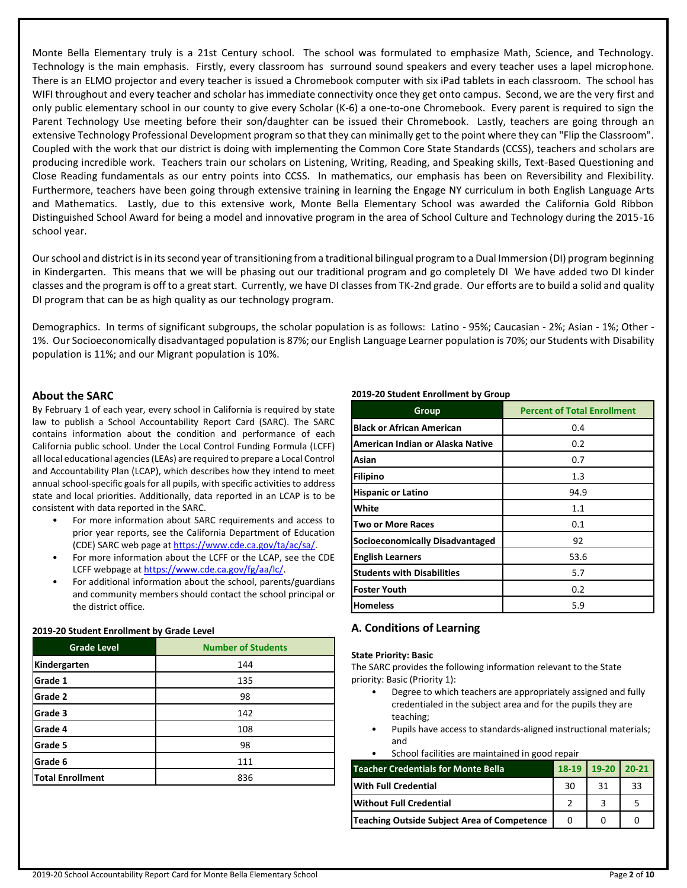Monte Bella Elementary truly is a 21st Century school. The school was formulated to emphasize Math, Science, and Technology. Technology is the main emphasis. Firstly, every classroom has surround sound speakers and every teacher uses a lapel microphone. There is an ELMO projector and every teacher is issued a Chromebook computer with six iPad tablets in each classroom. The school has WIFI throughout and every teacher and scholar has immediate connectivity once they get onto campus. Second, we are the very first and only public elementary school in our county to give every Scholar (K-6) a one-to-one Chromebook. Every parent is required to sign the Parent Technology Use meeting before their son/daughter can be issued their Chromebook. Lastly, teachers are going through an extensive Technology Professional Development program so that they can minimally get to the point where they can "Flip the Classroom". Coupled with the work that our district is doing with implementing the Common Core State Standards (CCSS), teachers and scholars are producing incredible work. Teachers train our scholars on Listening, Writing, Reading, and Speaking skills, Text-Based Questioning and Close Reading fundamentals as our entry points into CCSS. In mathematics, our emphasis has been on Reversibility and Flexibility. Furthermore, teachers have been going through extensive training in learning the Engage NY curriculum in both English Language Arts and Mathematics. Lastly, due to this extensive work, Monte Bella Elementary School was awarded the California Gold Ribbon Distinguished School Award for being a model and innovative program in the area of School Culture and Technology during the 2015-16 school year.

Our school and district is in its second year of transitioning from a traditional bilingual program to a Dual Immersion (DI) program beginning in Kindergarten. This means that we will be phasing out our traditional program and go completely DI We have added two DI kinder classes and the program is off to a great start. Currently, we have DI classes from TK-2nd grade. Our efforts are to build a solid and quality DI program that can be as high quality as our technology program.

Demographics. In terms of significant subgroups, the scholar population is as follows: Latino - 95%; Caucasian - 2%; Asian - 1%; Other - 1%. Our Socioeconomically disadvantaged population is 87%; our English Language Learner population is 70%; our Students with Disability population is 11%; and our Migrant population is 10%.

## About the SARC

By February 1 of each year, every school in California is required by state law to publish a School Accountability Report Card (SARC). The SARC contains information about the condition and performance of each California public school. Under the Local Control Funding Formula (LCFF) all local educational agencies (LEAs) are required to prepare a Local Control and Accountability Plan (LCAP), which describes how they intend to meet annual school-specific goals for all pupils, with specific activities to address state and local priorities. Additionally, data reported in an LCAP is to be consistent with data reported in the SARC.

- For more information about SARC requirements and access to prior year reports, see the California Department of Education (CDE) SARC web page at https://www.cde.ca.gov/ta/ac/sa/.
- For more information about the LCFF or the LCAP, see the CDE LCFF webpage at https://www.cde.ca.gov/fg/aa/lc/.
- For additional information about the school, parents/guardians and community members should contact the school principal or the district office.

**2019-20 Student Enrollment by Grade Level**

| Grade Level | Number of Students |
|---|---|
| Kindergarten | 144 |
| Grade 1 | 135 |
| Grade 2 | 98 |
| Grade 3 | 142 |
| Grade 4 | 108 |
| Grade 5 | 98 |
| Grade 6 | 111 |
| Total Enrollment | 836 |

**2019-20 Student Enrollment by Group**

| Group | Percent of Total Enrollment |
|---|---|
| Black or African American | 0.4 |
| American Indian or Alaska Native | 0.2 |
| Asian | 0.7 |
| Filipino | 1.3 |
| Hispanic or Latino | 94.9 |
| White | 1.1 |
| Two or More Races | 0.1 |
| Socioeconomically Disadvantaged | 92 |
| English Learners | 53.6 |
| Students with Disabilities | 5.7 |
| Foster Youth | 0.2 |
| Homeless | 5.9 |

## A. Conditions of Learning

**State Priority: Basic**

The SARC provides the following information relevant to the State priority: Basic (Priority 1):

- Degree to which teachers are appropriately assigned and fully credentialed in the subject area and for the pupils they are teaching;
- Pupils have access to standards-aligned instructional materials; and
- School facilities are maintained in good repair

| Teacher Credentials for Monte Bella | 18-19 | 19-20 | 20-21 |
|---|---|---|---|
| With Full Credential | 30 | 31 | 33 |
| Without Full Credential | 2 | 3 | 5 |
| Teaching Outside Subject Area of Competence | 0 | 0 | 0 |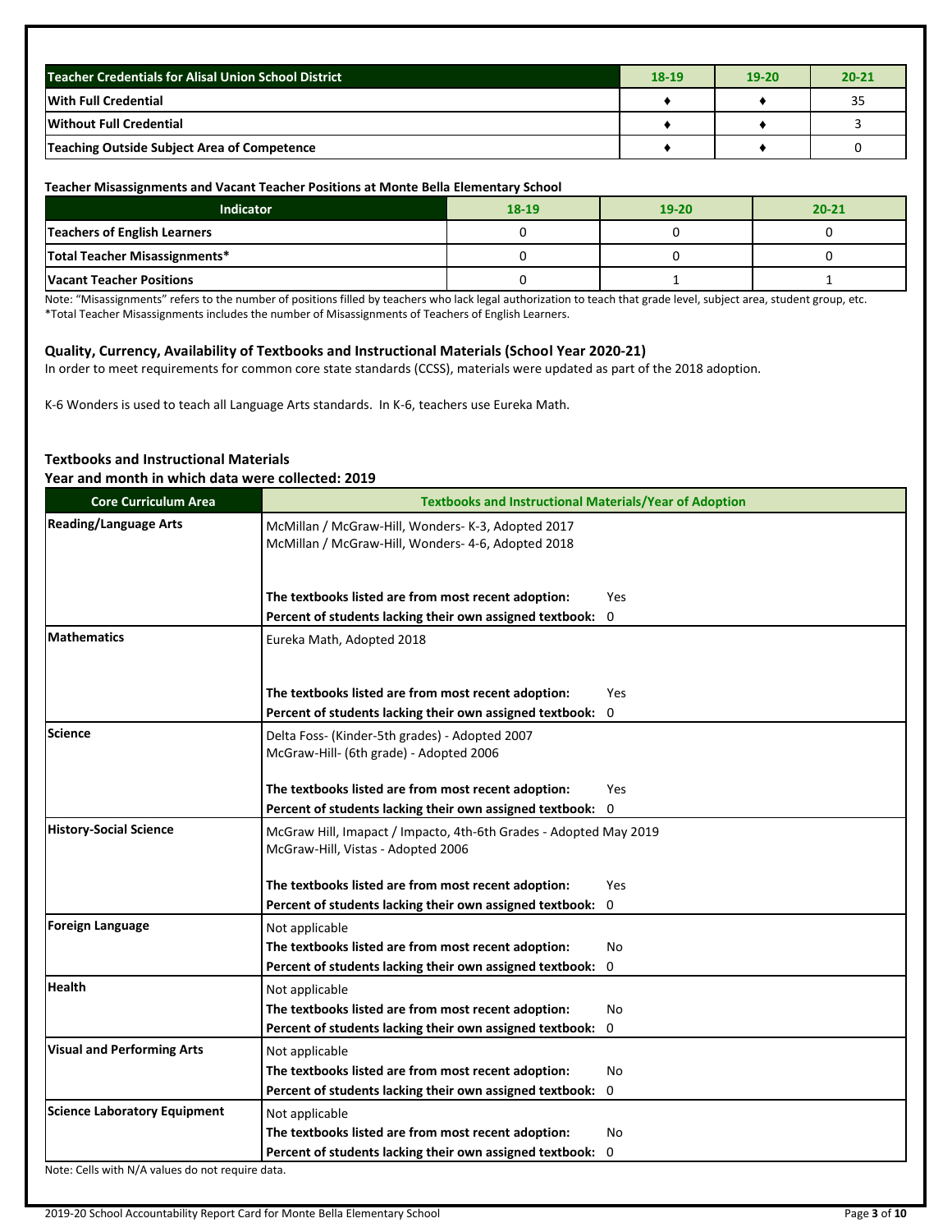| Teacher Credentials for Alisal Union School District | 18-19 | 19-20 | 20-21 |
|---|---|---|---|
| With Full Credential | ♦ | ♦ | 35 |
| Without Full Credential | ♦ | ♦ | 3 |
| Teaching Outside Subject Area of Competence | ♦ | ♦ | 0 |

**Teacher Misassignments and Vacant Teacher Positions at Monte Bella Elementary School**

| Indicator | 18-19 | 19-20 | 20-21 |
|---|---|---|---|
| Teachers of English Learners | 0 | 0 | 0 |
| Total Teacher Misassignments* | 0 | 0 | 0 |
| Vacant Teacher Positions | 0 | 1 | 1 |

Note: "Misassignments" refers to the number of positions filled by teachers who lack legal authorization to teach that grade level, subject area, student group, etc.
*Total Teacher Misassignments includes the number of Misassignments of Teachers of English Learners.

## Quality, Currency, Availability of Textbooks and Instructional Materials (School Year 2020-21)

In order to meet requirements for common core state standards (CCSS), materials were updated as part of the 2018 adoption.

K-6 Wonders is used to teach all Language Arts standards. In K-6, teachers use Eureka Math.

**Textbooks and Instructional Materials**
**Year and month in which data were collected: 2019**

| Core Curriculum Area | Textbooks and Instructional Materials/Year of Adoption |
|---|---|
| Reading/Language Arts | McMillan / McGraw-Hill, Wonders- K-3, Adopted 2017<br>McMillan / McGraw-Hill, Wonders- 4-6, Adopted 2018<br><br>**The textbooks listed are from most recent adoption:** Yes<br>**Percent of students lacking their own assigned textbook:** 0 |
| Mathematics | Eureka Math, Adopted 2018<br><br>**The textbooks listed are from most recent adoption:** Yes<br>**Percent of students lacking their own assigned textbook:** 0 |
| Science | Delta Foss- (Kinder-5th grades) - Adopted 2007<br>McGraw-Hill- (6th grade) - Adopted 2006<br><br>**The textbooks listed are from most recent adoption:** Yes<br>**Percent of students lacking their own assigned textbook:** 0 |
| History-Social Science | McGraw Hill, Imapact / Impacto, 4th-6th Grades - Adopted May 2019<br>McGraw-Hill, Vistas - Adopted 2006<br><br>**The textbooks listed are from most recent adoption:** Yes<br>**Percent of students lacking their own assigned textbook:** 0 |
| Foreign Language | Not applicable<br>**The textbooks listed are from most recent adoption:** No<br>**Percent of students lacking their own assigned textbook:** 0 |
| Health | Not applicable<br>**The textbooks listed are from most recent adoption:** No<br>**Percent of students lacking their own assigned textbook:** 0 |
| Visual and Performing Arts | Not applicable<br>**The textbooks listed are from most recent adoption:** No<br>**Percent of students lacking their own assigned textbook:** 0 |
| Science Laboratory Equipment | Not applicable<br>**The textbooks listed are from most recent adoption:** No<br>**Percent of students lacking their own assigned textbook:** 0 |

Note: Cells with N/A values do not require data.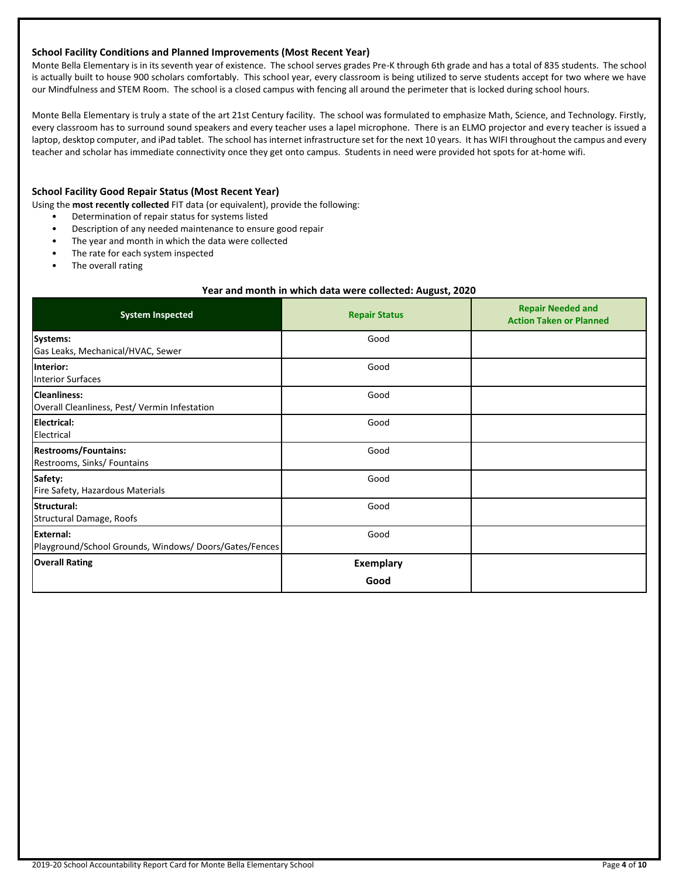### School Facility Conditions and Planned Improvements (Most Recent Year)

Monte Bella Elementary is in its seventh year of existence. The school serves grades Pre-K through 6th grade and has a total of 835 students. The school is actually built to house 900 scholars comfortably. This school year, every classroom is being utilized to serve students accept for two where we have our Mindfulness and STEM Room. The school is a closed campus with fencing all around the perimeter that is locked during school hours.

Monte Bella Elementary is truly a state of the art 21st Century facility. The school was formulated to emphasize Math, Science, and Technology. Firstly, every classroom has to surround sound speakers and every teacher uses a lapel microphone. There is an ELMO projector and every teacher is issued a laptop, desktop computer, and iPad tablet. The school has internet infrastructure set for the next 10 years. It has WIFI throughout the campus and every teacher and scholar has immediate connectivity once they get onto campus. Students in need were provided hot spots for at-home wifi.

### School Facility Good Repair Status (Most Recent Year)

Using the **most recently collected** FIT data (or equivalent), provide the following:

- Determination of repair status for systems listed
- Description of any needed maintenance to ensure good repair
- The year and month in which the data were collected
- The rate for each system inspected
- The overall rating

**Year and month in which data were collected: August, 2020**

| System Inspected | Repair Status | Repair Needed and Action Taken or Planned |
|---|---|---|
| **Systems:** Gas Leaks, Mechanical/HVAC, Sewer | Good | |
| **Interior:** Interior Surfaces | Good | |
| **Cleanliness:** Overall Cleanliness, Pest/ Vermin Infestation | Good | |
| **Electrical:** Electrical | Good | |
| **Restrooms/Fountains:** Restrooms, Sinks/ Fountains | Good | |
| **Safety:** Fire Safety, Hazardous Materials | Good | |
| **Structural:** Structural Damage, Roofs | Good | |
| **External:** Playground/School Grounds, Windows/ Doors/Gates/Fences | Good | |
| **Overall Rating** | **Exemplary** **Good** | |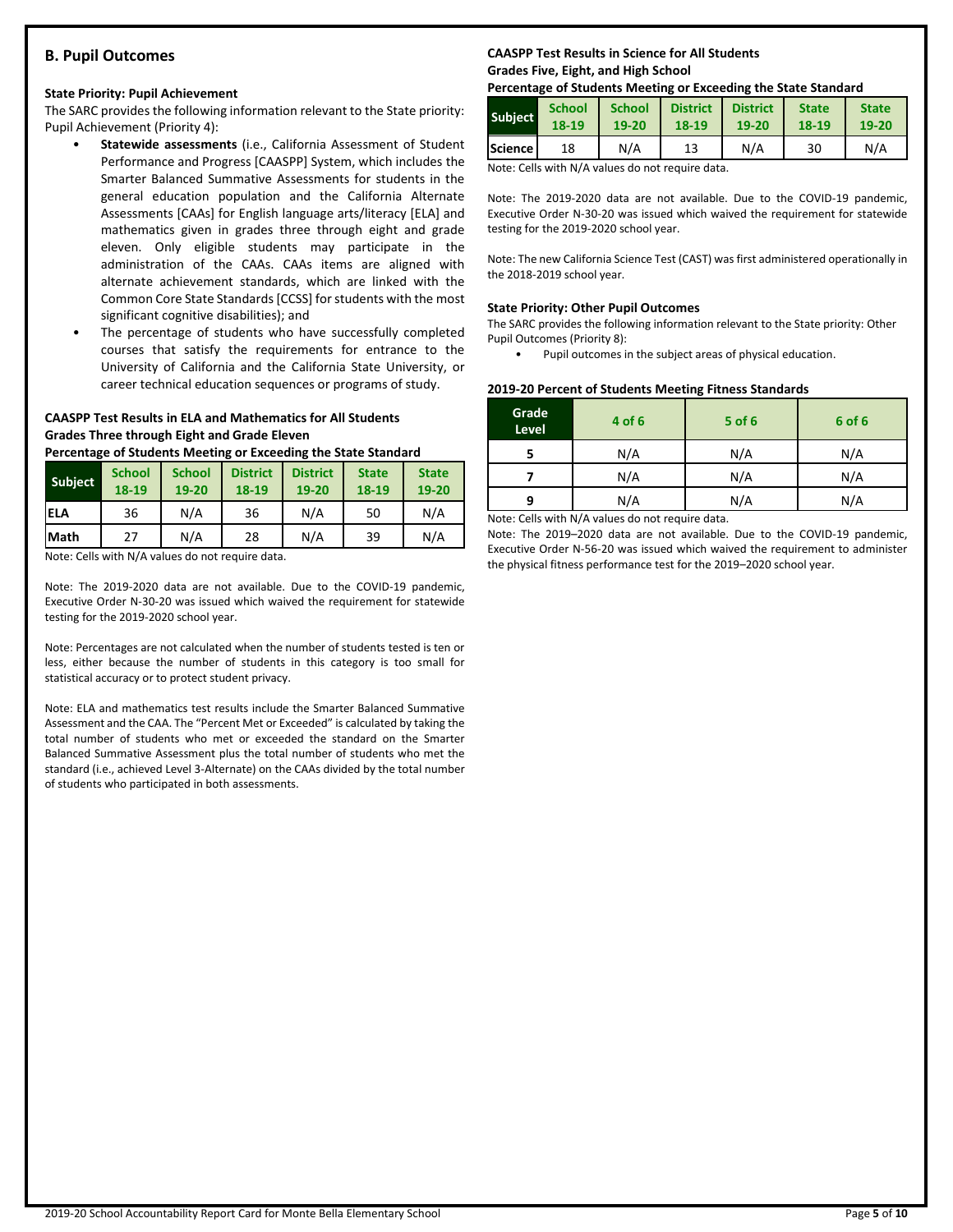## B. Pupil Outcomes

### State Priority: Pupil Achievement

The SARC provides the following information relevant to the State priority: Pupil Achievement (Priority 4):

- **Statewide assessments** (i.e., California Assessment of Student Performance and Progress [CAASPP] System, which includes the Smarter Balanced Summative Assessments for students in the general education population and the California Alternate Assessments [CAAs] for English language arts/literacy [ELA] and mathematics given in grades three through eight and grade eleven. Only eligible students may participate in the administration of the CAAs. CAAs items are aligned with alternate achievement standards, which are linked with the Common Core State Standards [CCSS] for students with the most significant cognitive disabilities); and
- The percentage of students who have successfully completed courses that satisfy the requirements for entrance to the University of California and the California State University, or career technical education sequences or programs of study.

**CAASPP Test Results in ELA and Mathematics for All Students Grades Three through Eight and Grade Eleven Percentage of Students Meeting or Exceeding the State Standard**

| Subject | School 18-19 | School 19-20 | District 18-19 | District 19-20 | State 18-19 | State 19-20 |
|---|---|---|---|---|---|---|
| ELA | 36 | N/A | 36 | N/A | 50 | N/A |
| Math | 27 | N/A | 28 | N/A | 39 | N/A |

Note: Cells with N/A values do not require data.

Note: The 2019-2020 data are not available. Due to the COVID-19 pandemic, Executive Order N-30-20 was issued which waived the requirement for statewide testing for the 2019-2020 school year.

Note: Percentages are not calculated when the number of students tested is ten or less, either because the number of students in this category is too small for statistical accuracy or to protect student privacy.

Note: ELA and mathematics test results include the Smarter Balanced Summative Assessment and the CAA. The "Percent Met or Exceeded" is calculated by taking the total number of students who met or exceeded the standard on the Smarter Balanced Summative Assessment plus the total number of students who met the standard (i.e., achieved Level 3-Alternate) on the CAAs divided by the total number of students who participated in both assessments.

**CAASPP Test Results in Science for All Students Grades Five, Eight, and High School Percentage of Students Meeting or Exceeding the State Standard**

| Subject | School 18-19 | School 19-20 | District 18-19 | District 19-20 | State 18-19 | State 19-20 |
|---|---|---|---|---|---|---|
| Science | 18 | N/A | 13 | N/A | 30 | N/A |

Note: Cells with N/A values do not require data.

Note: The 2019-2020 data are not available. Due to the COVID-19 pandemic, Executive Order N-30-20 was issued which waived the requirement for statewide testing for the 2019-2020 school year.

Note: The new California Science Test (CAST) was first administered operationally in the 2018-2019 school year.

### State Priority: Other Pupil Outcomes

The SARC provides the following information relevant to the State priority: Other Pupil Outcomes (Priority 8):

- Pupil outcomes in the subject areas of physical education.

**2019-20 Percent of Students Meeting Fitness Standards**

| Grade Level | 4 of 6 | 5 of 6 | 6 of 6 |
|---|---|---|---|
| 5 | N/A | N/A | N/A |
| 7 | N/A | N/A | N/A |
| 9 | N/A | N/A | N/A |

Note: Cells with N/A values do not require data.

Note: The 2019–2020 data are not available. Due to the COVID-19 pandemic, Executive Order N-56-20 was issued which waived the requirement to administer the physical fitness performance test for the 2019–2020 school year.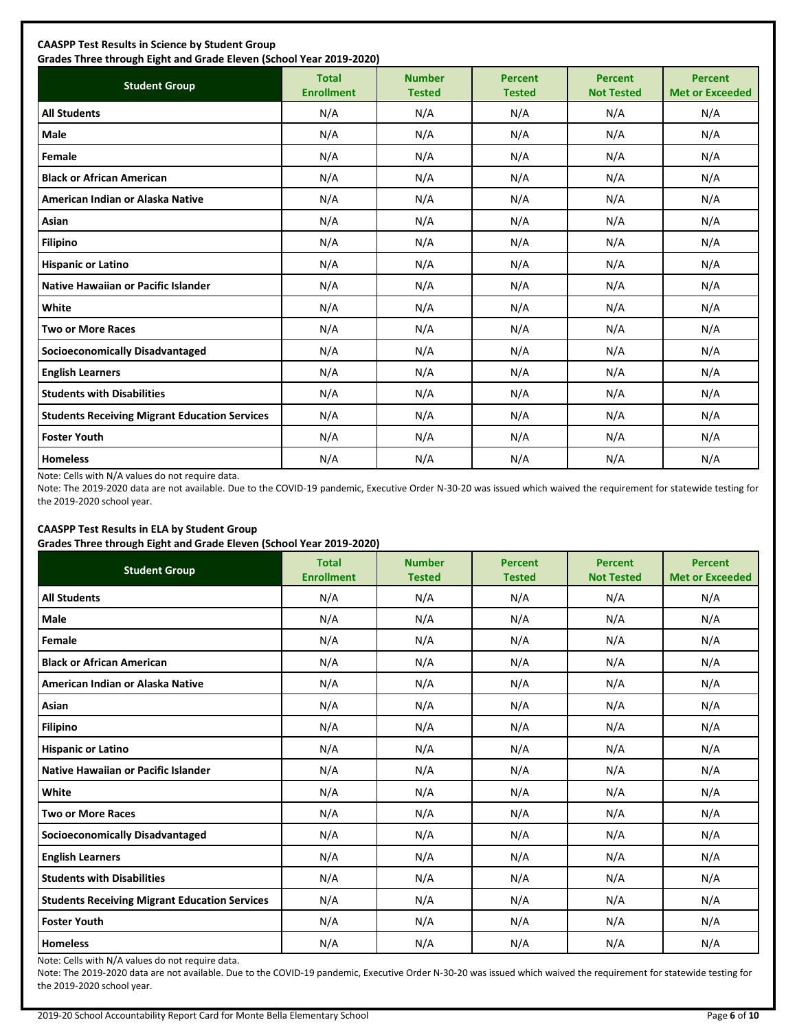**CAASPP Test Results in Science by Student Group**
**Grades Three through Eight and Grade Eleven (School Year 2019-2020)**

| Student Group | Total Enrollment | Number Tested | Percent Tested | Percent Not Tested | Percent Met or Exceeded |
|---|---|---|---|---|---|
| **All Students** | N/A | N/A | N/A | N/A | N/A |
| **Male** | N/A | N/A | N/A | N/A | N/A |
| **Female** | N/A | N/A | N/A | N/A | N/A |
| **Black or African American** | N/A | N/A | N/A | N/A | N/A |
| **American Indian or Alaska Native** | N/A | N/A | N/A | N/A | N/A |
| **Asian** | N/A | N/A | N/A | N/A | N/A |
| **Filipino** | N/A | N/A | N/A | N/A | N/A |
| **Hispanic or Latino** | N/A | N/A | N/A | N/A | N/A |
| **Native Hawaiian or Pacific Islander** | N/A | N/A | N/A | N/A | N/A |
| **White** | N/A | N/A | N/A | N/A | N/A |
| **Two or More Races** | N/A | N/A | N/A | N/A | N/A |
| **Socioeconomically Disadvantaged** | N/A | N/A | N/A | N/A | N/A |
| **English Learners** | N/A | N/A | N/A | N/A | N/A |
| **Students with Disabilities** | N/A | N/A | N/A | N/A | N/A |
| **Students Receiving Migrant Education Services** | N/A | N/A | N/A | N/A | N/A |
| **Foster Youth** | N/A | N/A | N/A | N/A | N/A |
| **Homeless** | N/A | N/A | N/A | N/A | N/A |

Note: Cells with N/A values do not require data.

Note: The 2019-2020 data are not available. Due to the COVID-19 pandemic, Executive Order N-30-20 was issued which waived the requirement for statewide testing for the 2019-2020 school year.

**CAASPP Test Results in ELA by Student Group**
**Grades Three through Eight and Grade Eleven (School Year 2019-2020)**

| Student Group | Total Enrollment | Number Tested | Percent Tested | Percent Not Tested | Percent Met or Exceeded |
|---|---|---|---|---|---|
| **All Students** | N/A | N/A | N/A | N/A | N/A |
| **Male** | N/A | N/A | N/A | N/A | N/A |
| **Female** | N/A | N/A | N/A | N/A | N/A |
| **Black or African American** | N/A | N/A | N/A | N/A | N/A |
| **American Indian or Alaska Native** | N/A | N/A | N/A | N/A | N/A |
| **Asian** | N/A | N/A | N/A | N/A | N/A |
| **Filipino** | N/A | N/A | N/A | N/A | N/A |
| **Hispanic or Latino** | N/A | N/A | N/A | N/A | N/A |
| **Native Hawaiian or Pacific Islander** | N/A | N/A | N/A | N/A | N/A |
| **White** | N/A | N/A | N/A | N/A | N/A |
| **Two or More Races** | N/A | N/A | N/A | N/A | N/A |
| **Socioeconomically Disadvantaged** | N/A | N/A | N/A | N/A | N/A |
| **English Learners** | N/A | N/A | N/A | N/A | N/A |
| **Students with Disabilities** | N/A | N/A | N/A | N/A | N/A |
| **Students Receiving Migrant Education Services** | N/A | N/A | N/A | N/A | N/A |
| **Foster Youth** | N/A | N/A | N/A | N/A | N/A |
| **Homeless** | N/A | N/A | N/A | N/A | N/A |

Note: Cells with N/A values do not require data.

Note: The 2019-2020 data are not available. Due to the COVID-19 pandemic, Executive Order N-30-20 was issued which waived the requirement for statewide testing for the 2019-2020 school year.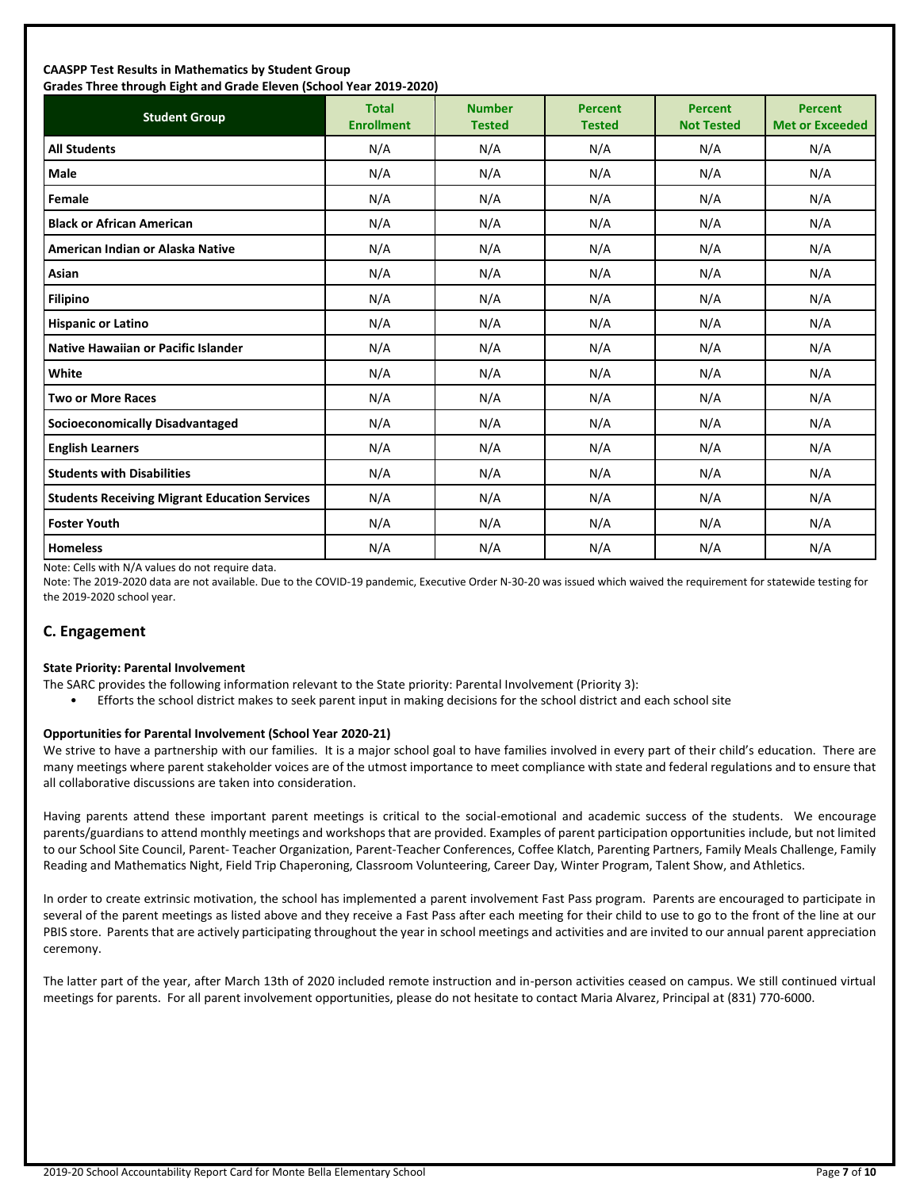**CAASPP Test Results in Mathematics by Student Group**
**Grades Three through Eight and Grade Eleven (School Year 2019-2020)**

| Student Group | Total Enrollment | Number Tested | Percent Tested | Percent Not Tested | Percent Met or Exceeded |
|---|---|---|---|---|---|
| **All Students** | N/A | N/A | N/A | N/A | N/A |
| **Male** | N/A | N/A | N/A | N/A | N/A |
| **Female** | N/A | N/A | N/A | N/A | N/A |
| **Black or African American** | N/A | N/A | N/A | N/A | N/A |
| **American Indian or Alaska Native** | N/A | N/A | N/A | N/A | N/A |
| **Asian** | N/A | N/A | N/A | N/A | N/A |
| **Filipino** | N/A | N/A | N/A | N/A | N/A |
| **Hispanic or Latino** | N/A | N/A | N/A | N/A | N/A |
| **Native Hawaiian or Pacific Islander** | N/A | N/A | N/A | N/A | N/A |
| **White** | N/A | N/A | N/A | N/A | N/A |
| **Two or More Races** | N/A | N/A | N/A | N/A | N/A |
| **Socioeconomically Disadvantaged** | N/A | N/A | N/A | N/A | N/A |
| **English Learners** | N/A | N/A | N/A | N/A | N/A |
| **Students with Disabilities** | N/A | N/A | N/A | N/A | N/A |
| **Students Receiving Migrant Education Services** | N/A | N/A | N/A | N/A | N/A |
| **Foster Youth** | N/A | N/A | N/A | N/A | N/A |
| **Homeless** | N/A | N/A | N/A | N/A | N/A |

Note: Cells with N/A values do not require data.

Note: The 2019-2020 data are not available. Due to the COVID-19 pandemic, Executive Order N-30-20 was issued which waived the requirement for statewide testing for the 2019-2020 school year.

## C. Engagement

**State Priority: Parental Involvement**

The SARC provides the following information relevant to the State priority: Parental Involvement (Priority 3):

- Efforts the school district makes to seek parent input in making decisions for the school district and each school site

**Opportunities for Parental Involvement (School Year 2020-21)**

We strive to have a partnership with our families. It is a major school goal to have families involved in every part of their child's education. There are many meetings where parent stakeholder voices are of the utmost importance to meet compliance with state and federal regulations and to ensure that all collaborative discussions are taken into consideration.

Having parents attend these important parent meetings is critical to the social-emotional and academic success of the students. We encourage parents/guardians to attend monthly meetings and workshops that are provided. Examples of parent participation opportunities include, but not limited to our School Site Council, Parent- Teacher Organization, Parent-Teacher Conferences, Coffee Klatch, Parenting Partners, Family Meals Challenge, Family Reading and Mathematics Night, Field Trip Chaperoning, Classroom Volunteering, Career Day, Winter Program, Talent Show, and Athletics.

In order to create extrinsic motivation, the school has implemented a parent involvement Fast Pass program. Parents are encouraged to participate in several of the parent meetings as listed above and they receive a Fast Pass after each meeting for their child to use to go to the front of the line at our PBIS store. Parents that are actively participating throughout the year in school meetings and activities and are invited to our annual parent appreciation ceremony.

The latter part of the year, after March 13th of 2020 included remote instruction and in-person activities ceased on campus. We still continued virtual meetings for parents. For all parent involvement opportunities, please do not hesitate to contact Maria Alvarez, Principal at (831) 770-6000.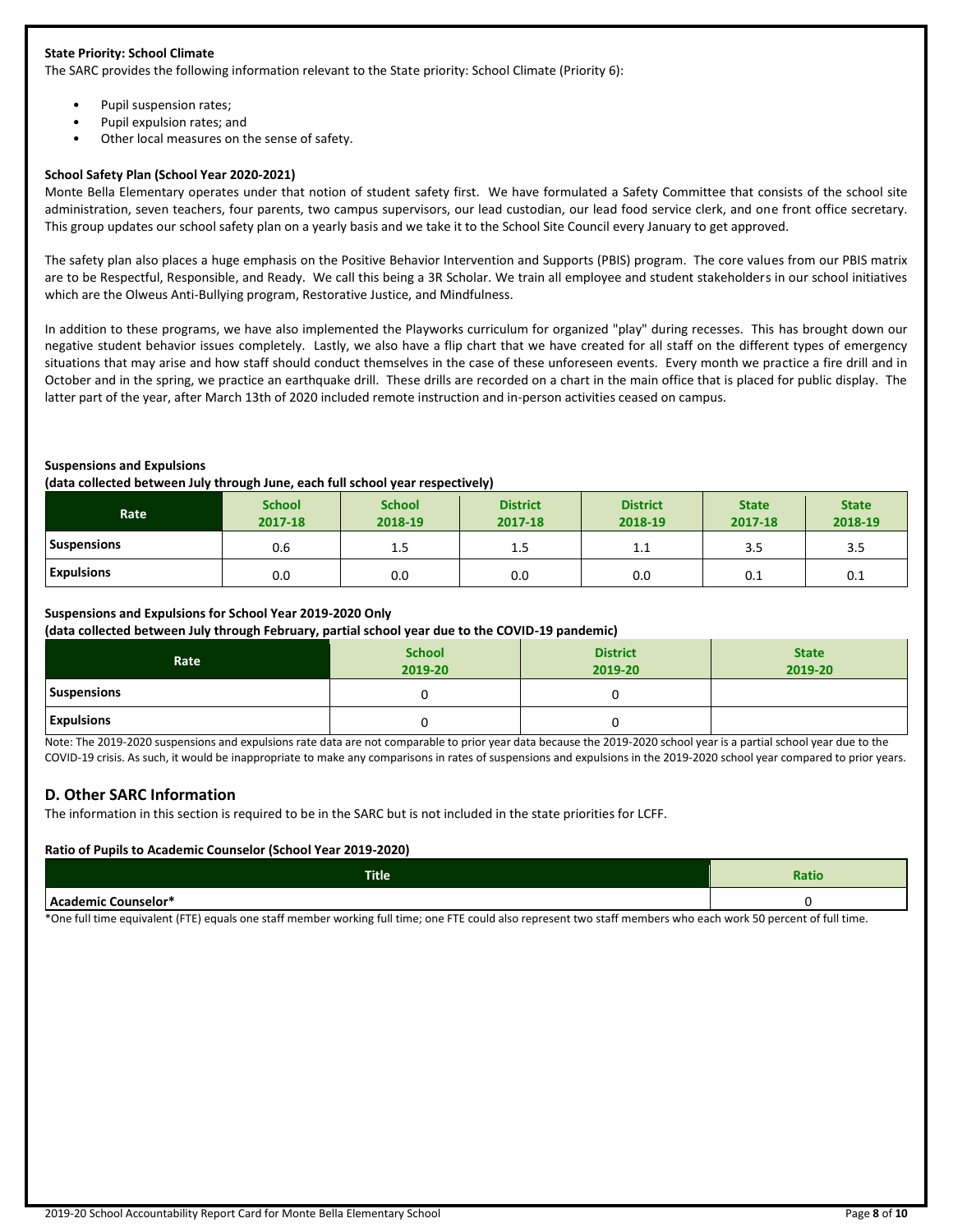**State Priority: School Climate**

The SARC provides the following information relevant to the State priority: School Climate (Priority 6):

- Pupil suspension rates;
- Pupil expulsion rates; and
- Other local measures on the sense of safety.

**School Safety Plan (School Year 2020-2021)**

Monte Bella Elementary operates under that notion of student safety first. We have formulated a Safety Committee that consists of the school site administration, seven teachers, four parents, two campus supervisors, our lead custodian, our lead food service clerk, and one front office secretary. This group updates our school safety plan on a yearly basis and we take it to the School Site Council every January to get approved.

The safety plan also places a huge emphasis on the Positive Behavior Intervention and Supports (PBIS) program. The core values from our PBIS matrix are to be Respectful, Responsible, and Ready. We call this being a 3R Scholar. We train all employee and student stakeholders in our school initiatives which are the Olweus Anti-Bullying program, Restorative Justice, and Mindfulness.

In addition to these programs, we have also implemented the Playworks curriculum for organized "play" during recesses. This has brought down our negative student behavior issues completely. Lastly, we also have a flip chart that we have created for all staff on the different types of emergency situations that may arise and how staff should conduct themselves in the case of these unforeseen events. Every month we practice a fire drill and in October and in the spring, we practice an earthquake drill. These drills are recorded on a chart in the main office that is placed for public display. The latter part of the year, after March 13th of 2020 included remote instruction and in-person activities ceased on campus.

**Suspensions and Expulsions**
**(data collected between July through June, each full school year respectively)**

| Rate | School 2017-18 | School 2018-19 | District 2017-18 | District 2018-19 | State 2017-18 | State 2018-19 |
|---|---|---|---|---|---|---|
| Suspensions | 0.6 | 1.5 | 1.5 | 1.1 | 3.5 | 3.5 |
| Expulsions | 0.0 | 0.0 | 0.0 | 0.0 | 0.1 | 0.1 |

**Suspensions and Expulsions for School Year 2019-2020 Only**
**(data collected between July through February, partial school year due to the COVID-19 pandemic)**

| Rate | School 2019-20 | District 2019-20 | State 2019-20 |
|---|---|---|---|
| Suspensions | 0 | 0 | |
| Expulsions | 0 | 0 | |

Note: The 2019-2020 suspensions and expulsions rate data are not comparable to prior year data because the 2019-2020 school year is a partial school year due to the COVID-19 crisis. As such, it would be inappropriate to make any comparisons in rates of suspensions and expulsions in the 2019-2020 school year compared to prior years.

## D. Other SARC Information

The information in this section is required to be in the SARC but is not included in the state priorities for LCFF.

**Ratio of Pupils to Academic Counselor (School Year 2019-2020)**

| Title | Ratio |
|---|---|
| Academic Counselor* | 0 |

*One full time equivalent (FTE) equals one staff member working full time; one FTE could also represent two staff members who each work 50 percent of full time.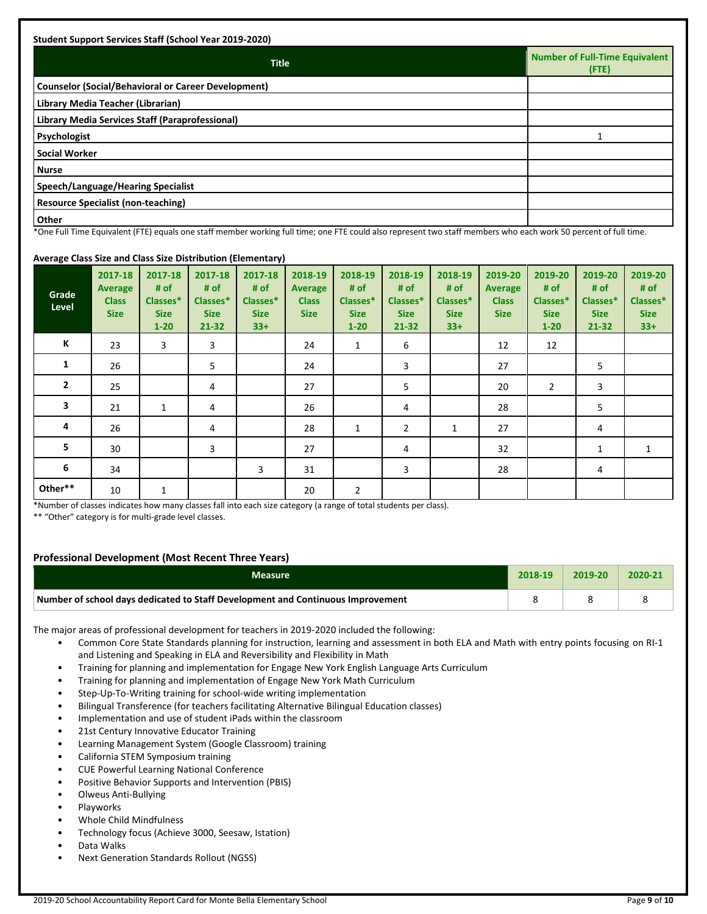**Student Support Services Staff (School Year 2019-2020)**

| Title | Number of Full-Time Equivalent (FTE) |
|---|---|
| **Counselor (Social/Behavioral or Career Development)** | |
| **Library Media Teacher (Librarian)** | |
| **Library Media Services Staff (Paraprofessional)** | |
| **Psychologist** | 1 |
| **Social Worker** | |
| **Nurse** | |
| **Speech/Language/Hearing Specialist** | |
| **Resource Specialist (non-teaching)** | |
| **Other** | |

*One Full Time Equivalent (FTE) equals one staff member working full time; one FTE could also represent two staff members who each work 50 percent of full time.

**Average Class Size and Class Size Distribution (Elementary)**

| Grade Level | 2017-18 Average Class Size | 2017-18 # of Classes* Size 1-20 | 2017-18 # of Classes* Size 21-32 | 2017-18 # of Classes* Size 33+ | 2018-19 Average Class Size | 2018-19 # of Classes* Size 1-20 | 2018-19 # of Classes* Size 21-32 | 2018-19 # of Classes* Size 33+ | 2019-20 Average Class Size | 2019-20 # of Classes* Size 1-20 | 2019-20 # of Classes* Size 21-32 | 2019-20 # of Classes* Size 33+ |
|---|---|---|---|---|---|---|---|---|---|---|---|---|
| **K** | 23 | 3 | 3 | | 24 | 1 | 6 | | 12 | 12 | | |
| **1** | 26 | | 5 | | 24 | | 3 | | 27 | | 5 | |
| **2** | 25 | | 4 | | 27 | | 5 | | 20 | 2 | 3 | |
| **3** | 21 | 1 | 4 | | 26 | | 4 | | 28 | | 5 | |
| **4** | 26 | | 4 | | 28 | 1 | 2 | 1 | 27 | | 4 | |
| **5** | 30 | | 3 | | 27 | | 4 | | 32 | | 1 | 1 |
| **6** | 34 | | | 3 | 31 | | 3 | | 28 | | 4 | |
| **Other**** | 10 | 1 | | | 20 | 2 | | | | | | |

*Number of classes indicates how many classes fall into each size category (a range of total students per class).

** "Other" category is for multi-grade level classes.

## Professional Development (Most Recent Three Years)

| Measure | 2018-19 | 2019-20 | 2020-21 |
|---|---|---|---|
| **Number of school days dedicated to Staff Development and Continuous Improvement** | 8 | 8 | 8 |

The major areas of professional development for teachers in 2019-2020 included the following:

- Common Core State Standards planning for instruction, learning and assessment in both ELA and Math with entry points focusing on RI-1 and Listening and Speaking in ELA and Reversibility and Flexibility in Math
- Training for planning and implementation for Engage New York English Language Arts Curriculum
- Training for planning and implementation of Engage New York Math Curriculum
- Step-Up-To-Writing training for school-wide writing implementation
- Bilingual Transference (for teachers facilitating Alternative Bilingual Education classes)
- Implementation and use of student iPads within the classroom
- 21st Century Innovative Educator Training
- Learning Management System (Google Classroom) training
- California STEM Symposium training
- CUE Powerful Learning National Conference
- Positive Behavior Supports and Intervention (PBIS)
- Olweus Anti-Bullying
- Playworks
- Whole Child Mindfulness
- Technology focus (Achieve 3000, Seesaw, Istation)
- Data Walks
- Next Generation Standards Rollout (NGSS)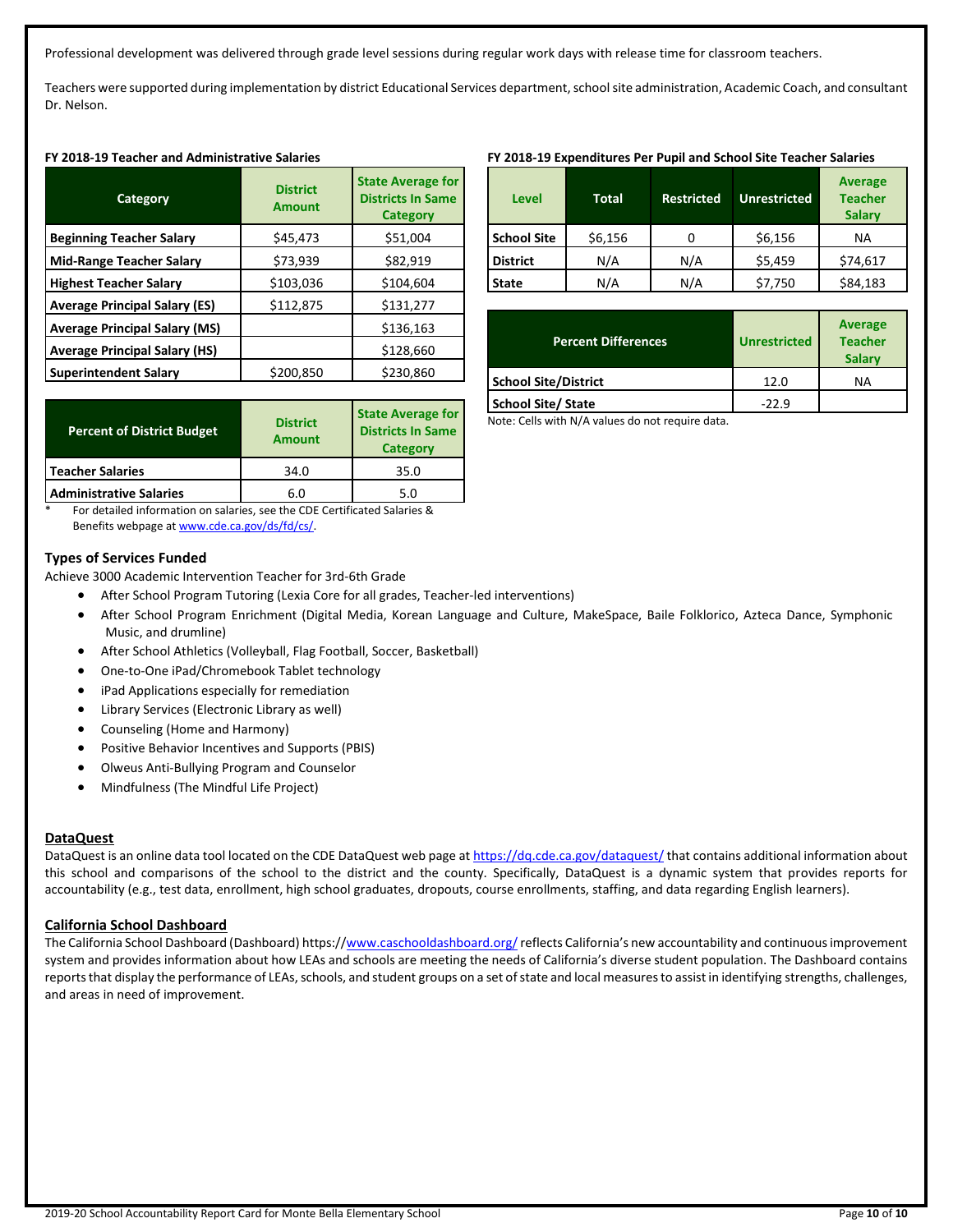Professional development was delivered through grade level sessions during regular work days with release time for classroom teachers.

Teachers were supported during implementation by district Educational Services department, school site administration, Academic Coach, and consultant Dr. Nelson.

**FY 2018-19 Teacher and Administrative Salaries**

| Category | District Amount | State Average for Districts In Same Category |
|---|---|---|
| Beginning Teacher Salary | $45,473 | $51,004 |
| Mid-Range Teacher Salary | $73,939 | $82,919 |
| Highest Teacher Salary | $103,036 | $104,604 |
| Average Principal Salary (ES) | $112,875 | $131,277 |
| Average Principal Salary (MS) | | $136,163 |
| Average Principal Salary (HS) | | $128,660 |
| Superintendent Salary | $200,850 | $230,860 |

| Percent of District Budget | District Amount | State Average for Districts In Same Category |
|---|---|---|
| Teacher Salaries | 34.0 | 35.0 |
| Administrative Salaries | 6.0 | 5.0 |

\* For detailed information on salaries, see the CDE Certificated Salaries & Benefits webpage at www.cde.ca.gov/ds/fd/cs/.

**FY 2018-19 Expenditures Per Pupil and School Site Teacher Salaries**

| Level | Total | Restricted | Unrestricted | Average Teacher Salary |
|---|---|---|---|---|
| School Site | $6,156 | 0 | $6,156 | NA |
| District | N/A | N/A | $5,459 | $74,617 |
| State | N/A | N/A | $7,750 | $84,183 |

| Percent Differences | Unrestricted | Average Teacher Salary |
|---|---|---|
| School Site/District | 12.0 | NA |
| School Site/ State | -22.9 | |

Note: Cells with N/A values do not require data.

### Types of Services Funded

Achieve 3000 Academic Intervention Teacher for 3rd-6th Grade

- After School Program Tutoring (Lexia Core for all grades, Teacher-led interventions)
- After School Program Enrichment (Digital Media, Korean Language and Culture, MakeSpace, Baile Folklorico, Azteca Dance, Symphonic Music, and drumline)
- After School Athletics (Volleyball, Flag Football, Soccer, Basketball)
- One-to-One iPad/Chromebook Tablet technology
- iPad Applications especially for remediation
- Library Services (Electronic Library as well)
- Counseling (Home and Harmony)
- Positive Behavior Incentives and Supports (PBIS)
- Olweus Anti-Bullying Program and Counselor
- Mindfulness (The Mindful Life Project)

### DataQuest

DataQuest is an online data tool located on the CDE DataQuest web page at https://dq.cde.ca.gov/dataquest/ that contains additional information about this school and comparisons of the school to the district and the county. Specifically, DataQuest is a dynamic system that provides reports for accountability (e.g., test data, enrollment, high school graduates, dropouts, course enrollments, staffing, and data regarding English learners).

### California School Dashboard

The California School Dashboard (Dashboard) https://www.caschooldashboard.org/ reflects California's new accountability and continuous improvement system and provides information about how LEAs and schools are meeting the needs of California's diverse student population. The Dashboard contains reports that display the performance of LEAs, schools, and student groups on a set of state and local measures to assist in identifying strengths, challenges, and areas in need of improvement.